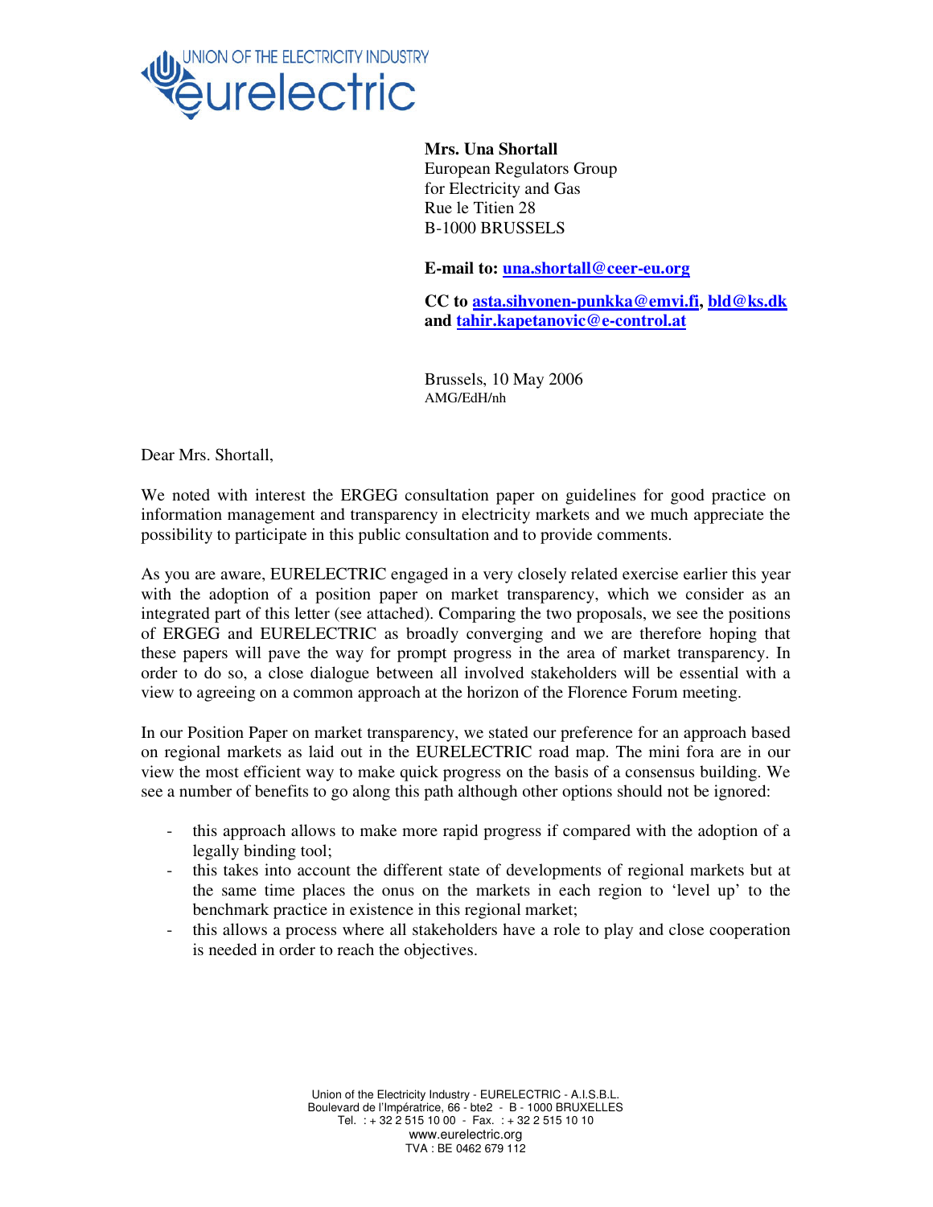UNION OF THE ELECTRICITY INDUSTRY
eurelectric

**Mrs. Una Shortall**
European Regulators Group
for Electricity and Gas
Rue le Titien 28
B-1000 BRUSSELS

**E-mail to: una.shortall@ceer-eu.org**

**CC to asta.sihvonen-punkka@emvi.fi, bld@ks.dk and tahir.kapetanovic@e-control.at**

Brussels, 10 May 2006
AMG/EdH/nh

Dear Mrs. Shortall,

We noted with interest the ERGEG consultation paper on guidelines for good practice on information management and transparency in electricity markets and we much appreciate the possibility to participate in this public consultation and to provide comments.

As you are aware, EURELECTRIC engaged in a very closely related exercise earlier this year with the adoption of a position paper on market transparency, which we consider as an integrated part of this letter (see attached). Comparing the two proposals, we see the positions of ERGEG and EURELECTRIC as broadly converging and we are therefore hoping that these papers will pave the way for prompt progress in the area of market transparency. In order to do so, a close dialogue between all involved stakeholders will be essential with a view to agreeing on a common approach at the horizon of the Florence Forum meeting.

In our Position Paper on market transparency, we stated our preference for an approach based on regional markets as laid out in the EURELECTRIC road map. The mini fora are in our view the most efficient way to make quick progress on the basis of a consensus building. We see a number of benefits to go along this path although other options should not be ignored:

- this approach allows to make more rapid progress if compared with the adoption of a legally binding tool;
- this takes into account the different state of developments of regional markets but at the same time places the onus on the markets in each region to 'level up' to the benchmark practice in existence in this regional market;
- this allows a process where all stakeholders have a role to play and close cooperation is needed in order to reach the objectives.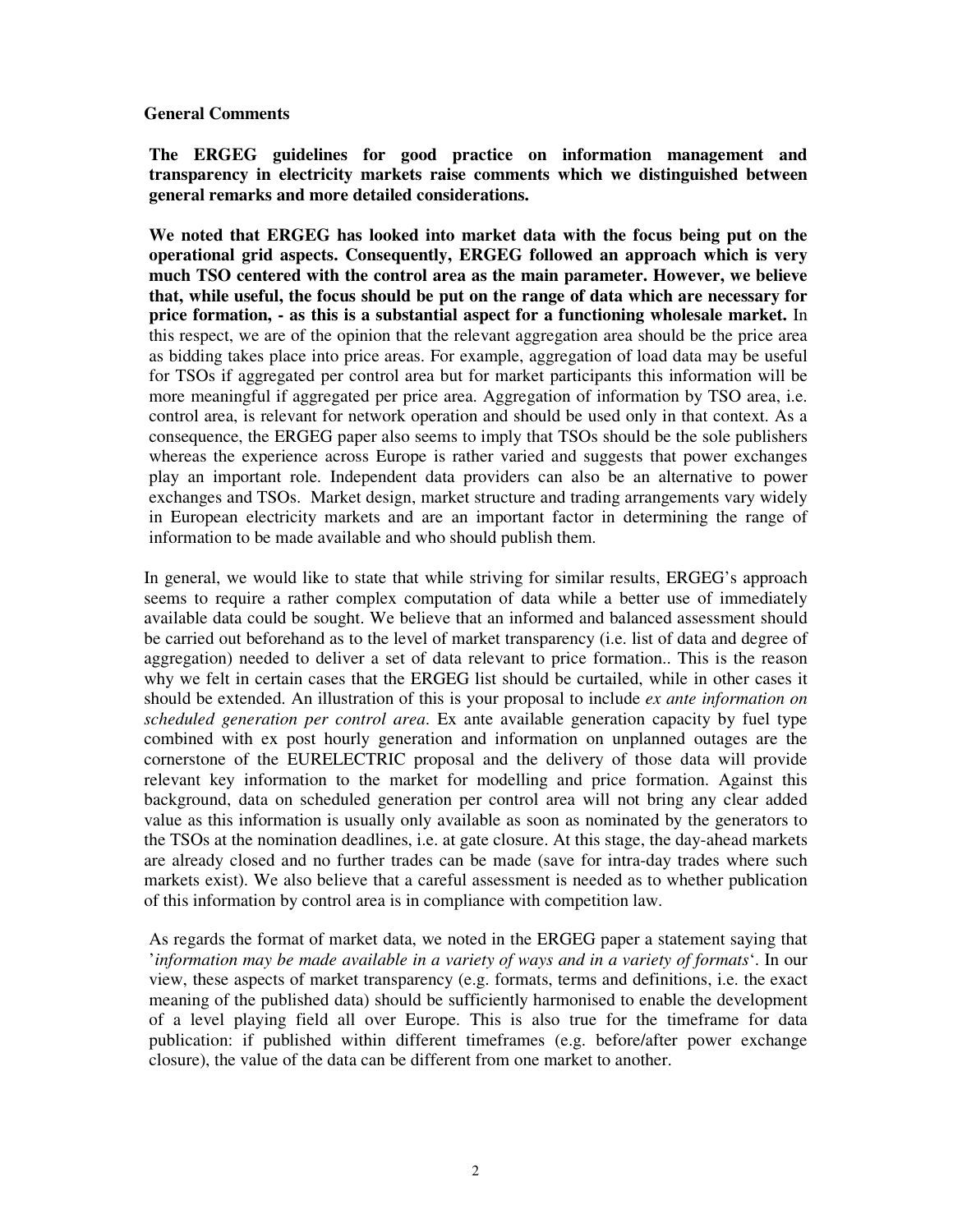**General Comments**

**The ERGEG guidelines for good practice on information management and transparency in electricity markets raise comments which we distinguished between general remarks and more detailed considerations.**

**We noted that ERGEG has looked into market data with the focus being put on the operational grid aspects. Consequently, ERGEG followed an approach which is very much TSO centered with the control area as the main parameter. However, we believe that, while useful, the focus should be put on the range of data which are necessary for price formation, - as this is a substantial aspect for a functioning wholesale market.** In this respect, we are of the opinion that the relevant aggregation area should be the price area as bidding takes place into price areas. For example, aggregation of load data may be useful for TSOs if aggregated per control area but for market participants this information will be more meaningful if aggregated per price area. Aggregation of information by TSO area, i.e. control area, is relevant for network operation and should be used only in that context. As a consequence, the ERGEG paper also seems to imply that TSOs should be the sole publishers whereas the experience across Europe is rather varied and suggests that power exchanges play an important role. Independent data providers can also be an alternative to power exchanges and TSOs. Market design, market structure and trading arrangements vary widely in European electricity markets and are an important factor in determining the range of information to be made available and who should publish them.

In general, we would like to state that while striving for similar results, ERGEG's approach seems to require a rather complex computation of data while a better use of immediately available data could be sought. We believe that an informed and balanced assessment should be carried out beforehand as to the level of market transparency (i.e. list of data and degree of aggregation) needed to deliver a set of data relevant to price formation.. This is the reason why we felt in certain cases that the ERGEG list should be curtailed, while in other cases it should be extended. An illustration of this is your proposal to include *ex ante information on scheduled generation per control area*. Ex ante available generation capacity by fuel type combined with ex post hourly generation and information on unplanned outages are the cornerstone of the EURELECTRIC proposal and the delivery of those data will provide relevant key information to the market for modelling and price formation. Against this background, data on scheduled generation per control area will not bring any clear added value as this information is usually only available as soon as nominated by the generators to the TSOs at the nomination deadlines, i.e. at gate closure. At this stage, the day-ahead markets are already closed and no further trades can be made (save for intra-day trades where such markets exist). We also believe that a careful assessment is needed as to whether publication of this information by control area is in compliance with competition law.

As regards the format of market data, we noted in the ERGEG paper a statement saying that '*information may be made available in a variety of ways and in a variety of formats*'. In our view, these aspects of market transparency (e.g. formats, terms and definitions, i.e. the exact meaning of the published data) should be sufficiently harmonised to enable the development of a level playing field all over Europe. This is also true for the timeframe for data publication: if published within different timeframes (e.g. before/after power exchange closure), the value of the data can be different from one market to another.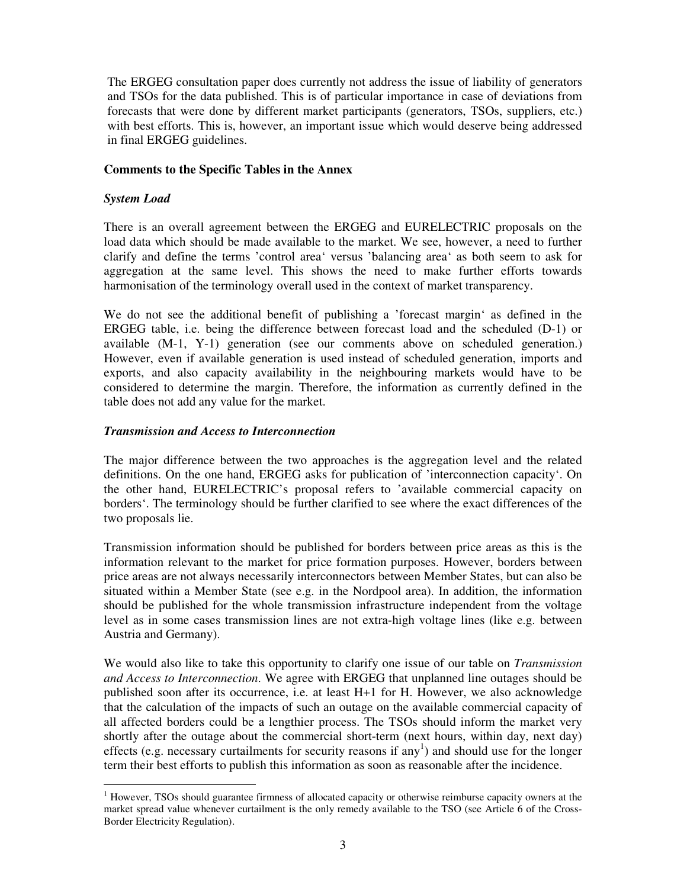The ERGEG consultation paper does currently not address the issue of liability of generators and TSOs for the data published. This is of particular importance in case of deviations from forecasts that were done by different market participants (generators, TSOs, suppliers, etc.) with best efforts. This is, however, an important issue which would deserve being addressed in final ERGEG guidelines.

**Comments to the Specific Tables in the Annex**

***System Load***

There is an overall agreement between the ERGEG and EURELECTRIC proposals on the load data which should be made available to the market. We see, however, a need to further clarify and define the terms 'control area' versus 'balancing area' as both seem to ask for aggregation at the same level. This shows the need to make further efforts towards harmonisation of the terminology overall used in the context of market transparency.

We do not see the additional benefit of publishing a 'forecast margin' as defined in the ERGEG table, i.e. being the difference between forecast load and the scheduled (D-1) or available (M-1, Y-1) generation (see our comments above on scheduled generation.) However, even if available generation is used instead of scheduled generation, imports and exports, and also capacity availability in the neighbouring markets would have to be considered to determine the margin. Therefore, the information as currently defined in the table does not add any value for the market.

***Transmission and Access to Interconnection***

The major difference between the two approaches is the aggregation level and the related definitions. On the one hand, ERGEG asks for publication of 'interconnection capacity'. On the other hand, EURELECTRIC's proposal refers to 'available commercial capacity on borders'. The terminology should be further clarified to see where the exact differences of the two proposals lie.

Transmission information should be published for borders between price areas as this is the information relevant to the market for price formation purposes. However, borders between price areas are not always necessarily interconnectors between Member States, but can also be situated within a Member State (see e.g. in the Nordpool area). In addition, the information should be published for the whole transmission infrastructure independent from the voltage level as in some cases transmission lines are not extra-high voltage lines (like e.g. between Austria and Germany).

We would also like to take this opportunity to clarify one issue of our table on *Transmission and Access to Interconnection*. We agree with ERGEG that unplanned line outages should be published soon after its occurrence, i.e. at least H+1 for H. However, we also acknowledge that the calculation of the impacts of such an outage on the available commercial capacity of all affected borders could be a lengthier process. The TSOs should inform the market very shortly after the outage about the commercial short-term (next hours, within day, next day) effects (e.g. necessary curtailments for security reasons if any[1]) and should use for the longer term their best efforts to publish this information as soon as reasonable after the incidence.

---

[1] However, TSOs should guarantee firmness of allocated capacity or otherwise reimburse capacity owners at the market spread value whenever curtailment is the only remedy available to the TSO (see Article 6 of the Cross-Border Electricity Regulation).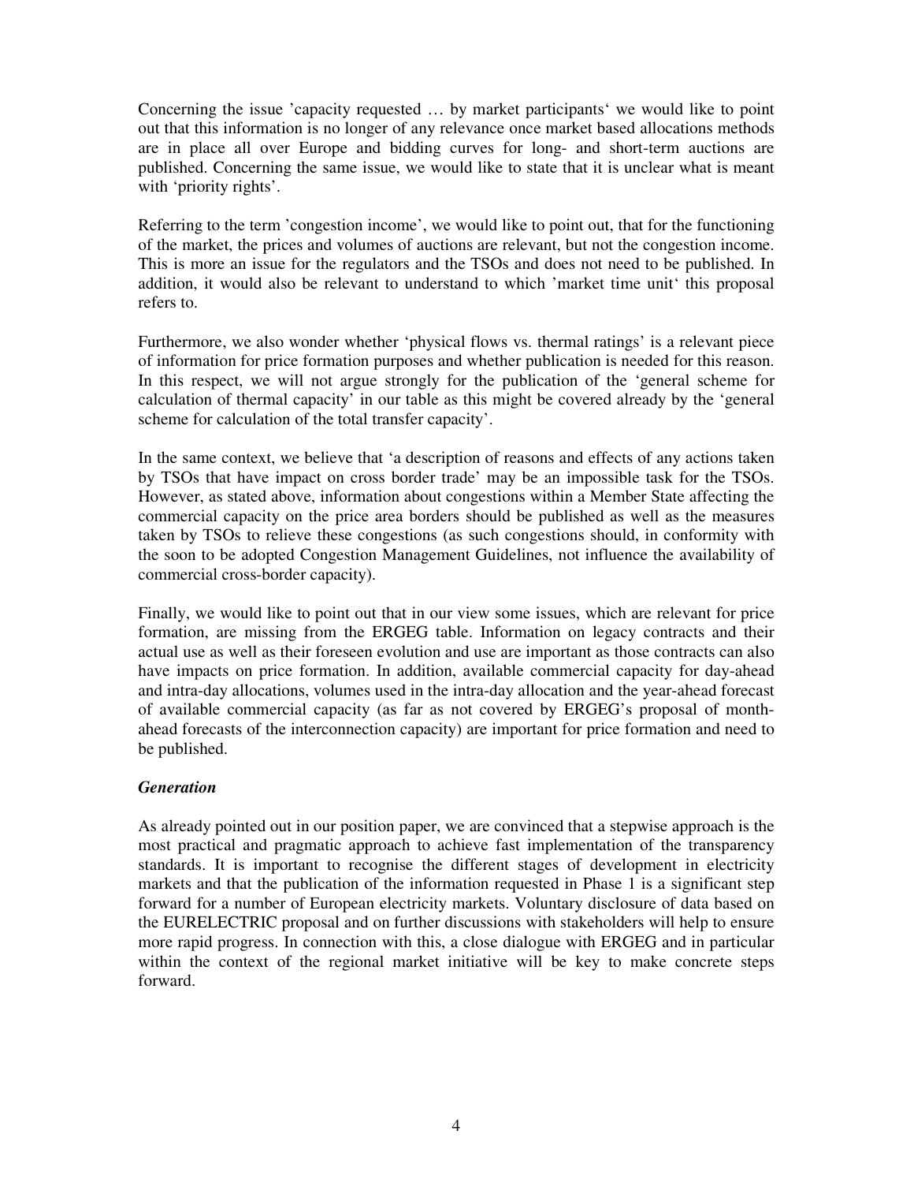Concerning the issue 'capacity requested … by market participants' we would like to point out that this information is no longer of any relevance once market based allocations methods are in place all over Europe and bidding curves for long- and short-term auctions are published. Concerning the same issue, we would like to state that it is unclear what is meant with 'priority rights'.

Referring to the term 'congestion income', we would like to point out, that for the functioning of the market, the prices and volumes of auctions are relevant, but not the congestion income. This is more an issue for the regulators and the TSOs and does not need to be published. In addition, it would also be relevant to understand to which 'market time unit' this proposal refers to.

Furthermore, we also wonder whether 'physical flows vs. thermal ratings' is a relevant piece of information for price formation purposes and whether publication is needed for this reason. In this respect, we will not argue strongly for the publication of the 'general scheme for calculation of thermal capacity' in our table as this might be covered already by the 'general scheme for calculation of the total transfer capacity'.

In the same context, we believe that 'a description of reasons and effects of any actions taken by TSOs that have impact on cross border trade' may be an impossible task for the TSOs. However, as stated above, information about congestions within a Member State affecting the commercial capacity on the price area borders should be published as well as the measures taken by TSOs to relieve these congestions (as such congestions should, in conformity with the soon to be adopted Congestion Management Guidelines, not influence the availability of commercial cross-border capacity).

Finally, we would like to point out that in our view some issues, which are relevant for price formation, are missing from the ERGEG table. Information on legacy contracts and their actual use as well as their foreseen evolution and use are important as those contracts can also have impacts on price formation. In addition, available commercial capacity for day-ahead and intra-day allocations, volumes used in the intra-day allocation and the year-ahead forecast of available commercial capacity (as far as not covered by ERGEG's proposal of month-ahead forecasts of the interconnection capacity) are important for price formation and need to be published.

***Generation***

As already pointed out in our position paper, we are convinced that a stepwise approach is the most practical and pragmatic approach to achieve fast implementation of the transparency standards. It is important to recognise the different stages of development in electricity markets and that the publication of the information requested in Phase 1 is a significant step forward for a number of European electricity markets. Voluntary disclosure of data based on the EURELECTRIC proposal and on further discussions with stakeholders will help to ensure more rapid progress. In connection with this, a close dialogue with ERGEG and in particular within the context of the regional market initiative will be key to make concrete steps forward.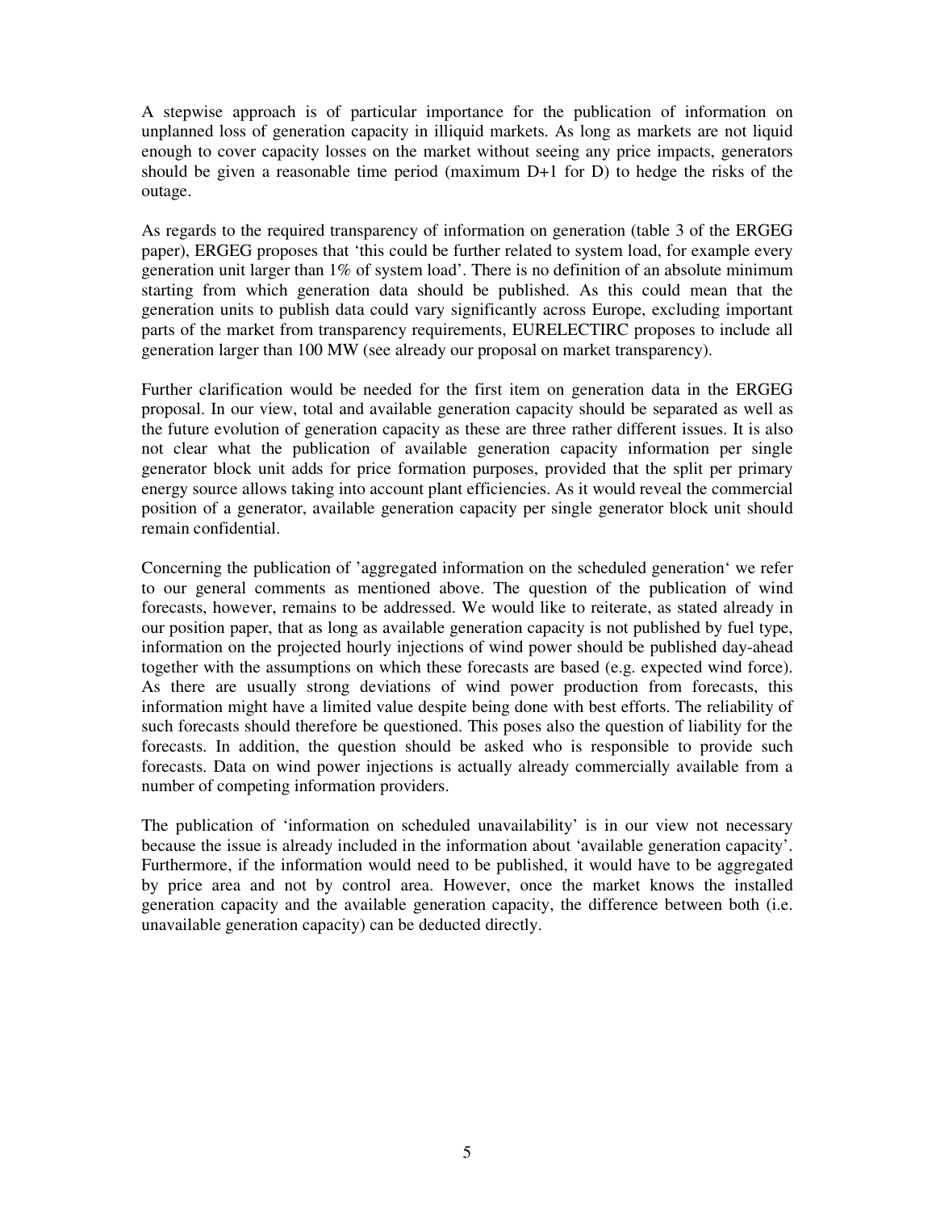A stepwise approach is of particular importance for the publication of information on unplanned loss of generation capacity in illiquid markets. As long as markets are not liquid enough to cover capacity losses on the market without seeing any price impacts, generators should be given a reasonable time period (maximum D+1 for D) to hedge the risks of the outage.

As regards to the required transparency of information on generation (table 3 of the ERGEG paper), ERGEG proposes that 'this could be further related to system load, for example every generation unit larger than 1% of system load'. There is no definition of an absolute minimum starting from which generation data should be published. As this could mean that the generation units to publish data could vary significantly across Europe, excluding important parts of the market from transparency requirements, EURELECTIRC proposes to include all generation larger than 100 MW (see already our proposal on market transparency).

Further clarification would be needed for the first item on generation data in the ERGEG proposal. In our view, total and available generation capacity should be separated as well as the future evolution of generation capacity as these are three rather different issues. It is also not clear what the publication of available generation capacity information per single generator block unit adds for price formation purposes, provided that the split per primary energy source allows taking into account plant efficiencies. As it would reveal the commercial position of a generator, available generation capacity per single generator block unit should remain confidential.

Concerning the publication of 'aggregated information on the scheduled generation' we refer to our general comments as mentioned above. The question of the publication of wind forecasts, however, remains to be addressed. We would like to reiterate, as stated already in our position paper, that as long as available generation capacity is not published by fuel type, information on the projected hourly injections of wind power should be published day-ahead together with the assumptions on which these forecasts are based (e.g. expected wind force). As there are usually strong deviations of wind power production from forecasts, this information might have a limited value despite being done with best efforts. The reliability of such forecasts should therefore be questioned. This poses also the question of liability for the forecasts. In addition, the question should be asked who is responsible to provide such forecasts. Data on wind power injections is actually already commercially available from a number of competing information providers.

The publication of 'information on scheduled unavailability' is in our view not necessary because the issue is already included in the information about 'available generation capacity'. Furthermore, if the information would need to be published, it would have to be aggregated by price area and not by control area. However, once the market knows the installed generation capacity and the available generation capacity, the difference between both (i.e. unavailable generation capacity) can be deducted directly.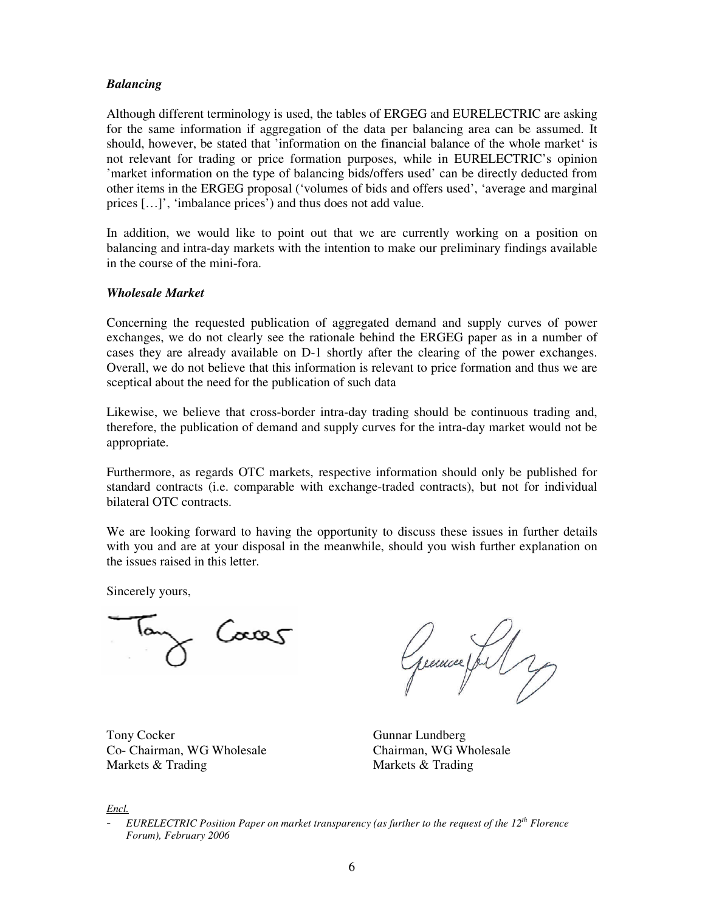***Balancing***

Although different terminology is used, the tables of ERGEG and EURELECTRIC are asking for the same information if aggregation of the data per balancing area can be assumed. It should, however, be stated that 'information on the financial balance of the whole market' is not relevant for trading or price formation purposes, while in EURELECTRIC's opinion 'market information on the type of balancing bids/offers used' can be directly deducted from other items in the ERGEG proposal ('volumes of bids and offers used', 'average and marginal prices […]', 'imbalance prices') and thus does not add value.

In addition, we would like to point out that we are currently working on a position on balancing and intra-day markets with the intention to make our preliminary findings available in the course of the mini-fora.

***Wholesale Market***

Concerning the requested publication of aggregated demand and supply curves of power exchanges, we do not clearly see the rationale behind the ERGEG paper as in a number of cases they are already available on D-1 shortly after the clearing of the power exchanges. Overall, we do not believe that this information is relevant to price formation and thus we are sceptical about the need for the publication of such data

Likewise, we believe that cross-border intra-day trading should be continuous trading and, therefore, the publication of demand and supply curves for the intra-day market would not be appropriate.

Furthermore, as regards OTC markets, respective information should only be published for standard contracts (i.e. comparable with exchange-traded contracts), but not for individual bilateral OTC contracts.

We are looking forward to having the opportunity to discuss these issues in further details with you and are at your disposal in the meanwhile, should you wish further explanation on the issues raised in this letter.

Sincerely yours,

Tony Cocker
Co- Chairman, WG Wholesale
Markets & Trading

Gunnar Lundberg
Chairman, WG Wholesale
Markets & Trading

*Encl.*

- *EURELECTRIC Position Paper on market transparency (as further to the request of the 12th Florence Forum), February 2006*